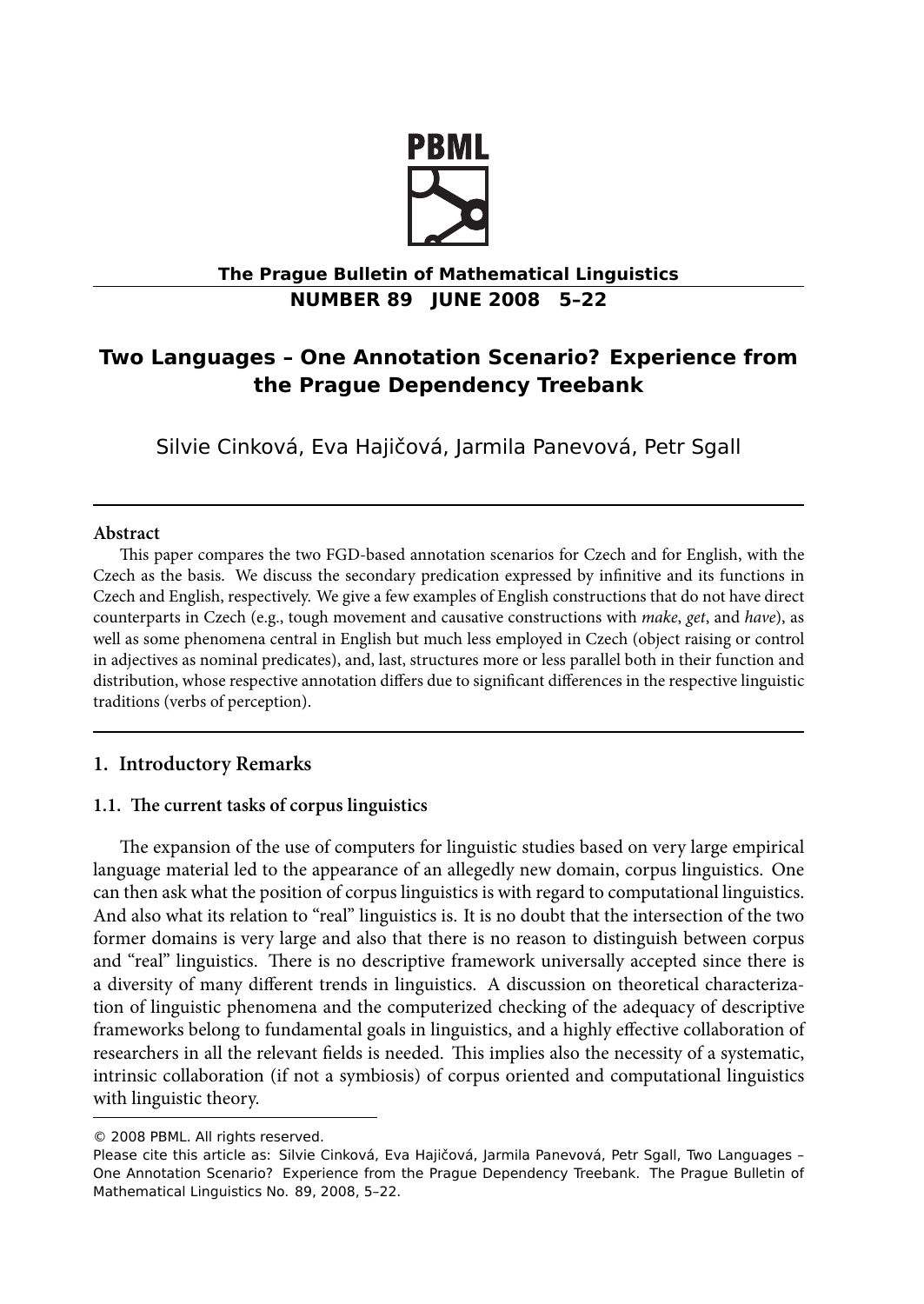# Two Languages – One Annotation Scenario? Experience from the Prague Dependency Treebank

Silvie Cinková, Eva Hajičová, Jarmila Panevová, Petr Sgall

**Abstract**

This paper compares the two FGD-based annotation scenarios for Czech and for English, with the Czech as the basis. We discuss the secondary predication expressed by infinitive and its functions in Czech and English, respectively. We give a few examples of English constructions that do not have direct counterparts in Czech (e.g., tough movement and causative constructions with *make*, *get*, and *have*), as well as some phenomena central in English but much less employed in Czech (object raising or control in adjectives as nominal predicates), and, last, structures more or less parallel both in their function and distribution, whose respective annotation differs due to significant differences in the respective linguistic traditions (verbs of perception).

## 1. Introductory Remarks

### 1.1. The current tasks of corpus linguistics

The expansion of the use of computers for linguistic studies based on very large empirical language material led to the appearance of an allegedly new domain, corpus linguistics. One can then ask what the position of corpus linguistics is with regard to computational linguistics. And also what its relation to "real" linguistics is. It is no doubt that the intersection of the two former domains is very large and also that there is no reason to distinguish between corpus and "real" linguistics. There is no descriptive framework universally accepted since there is a diversity of many different trends in linguistics. A discussion on theoretical characterization of linguistic phenomena and the computerized checking of the adequacy of descriptive frameworks belong to fundamental goals in linguistics, and a highly effective collaboration of researchers in all the relevant fields is needed. This implies also the necessity of a systematic, intrinsic collaboration (if not a symbiosis) of corpus oriented and computational linguistics with linguistic theory.

© 2008 PBML. All rights reserved.

Please cite this article as: Silvie Cinková, Eva Hajičová, Jarmila Panevová, Petr Sgall, Two Languages – One Annotation Scenario? Experience from the Prague Dependency Treebank. The Prague Bulletin of Mathematical Linguistics No. 89, 2008, 5–22.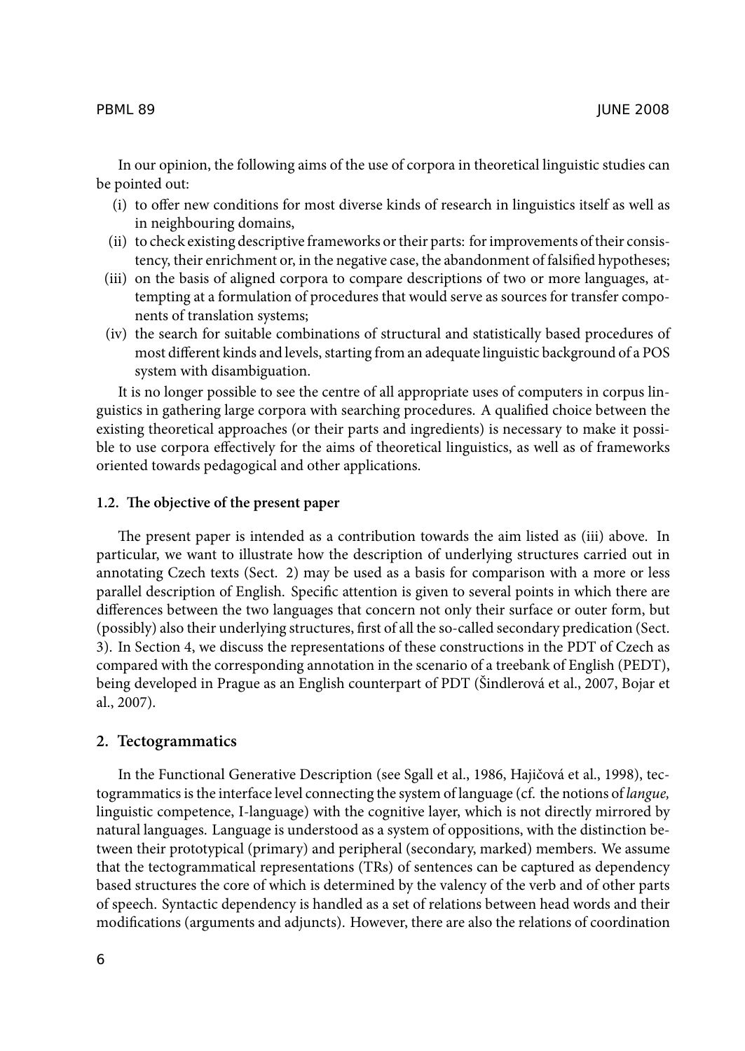In our opinion, the following aims of the use of corpora in theoretical linguistic studies can be pointed out:

- (i) to offer new conditions for most diverse kinds of research in linguistics itself as well as in neighbouring domains,
- (ii) to check existing descriptive frameworks or their parts: for improvements of their consistency, their enrichment or, in the negative case, the abandonment of falsified hypotheses;
- (iii) on the basis of aligned corpora to compare descriptions of two or more languages, attempting at a formulation of procedures that would serve as sources for transfer components of translation systems;
- (iv) the search for suitable combinations of structural and statistically based procedures of most different kinds and levels, starting from an adequate linguistic background of a POS system with disambiguation.

It is no longer possible to see the centre of all appropriate uses of computers in corpus linguistics in gathering large corpora with searching procedures. A qualified choice between the existing theoretical approaches (or their parts and ingredients) is necessary to make it possible to use corpora effectively for the aims of theoretical linguistics, as well as of frameworks oriented towards pedagogical and other applications.

### 1.2. The objective of the present paper

The present paper is intended as a contribution towards the aim listed as (iii) above. In particular, we want to illustrate how the description of underlying structures carried out in annotating Czech texts (Sect. 2) may be used as a basis for comparison with a more or less parallel description of English. Specific attention is given to several points in which there are differences between the two languages that concern not only their surface or outer form, but (possibly) also their underlying structures, first of all the so-called secondary predication (Sect. 3). In Section 4, we discuss the representations of these constructions in the PDT of Czech as compared with the corresponding annotation in the scenario of a treebank of English (PEDT), being developed in Prague as an English counterpart of PDT (Šindlerová et al., 2007, Bojar et al., 2007).

## 2. Tectogrammatics

In the Functional Generative Description (see Sgall et al., 1986, Hajičová et al., 1998), tectogrammatics is the interface level connecting the system of language (cf. the notions of *langue,* linguistic competence, I-language) with the cognitive layer, which is not directly mirrored by natural languages. Language is understood as a system of oppositions, with the distinction between their prototypical (primary) and peripheral (secondary, marked) members. We assume that the tectogrammatical representations (TRs) of sentences can be captured as dependency based structures the core of which is determined by the valency of the verb and of other parts of speech. Syntactic dependency is handled as a set of relations between head words and their modifications (arguments and adjuncts). However, there are also the relations of coordination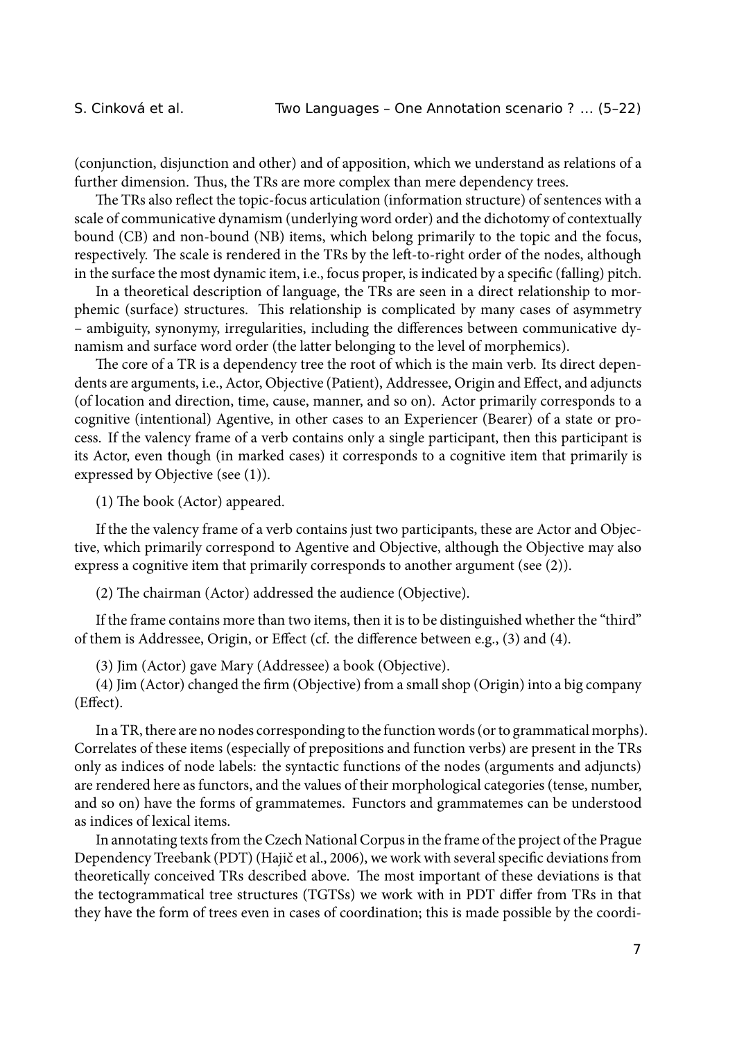(conjunction, disjunction and other) and of apposition, which we understand as relations of a further dimension. Thus, the TRs are more complex than mere dependency trees.

The TRs also reflect the topic-focus articulation (information structure) of sentences with a scale of communicative dynamism (underlying word order) and the dichotomy of contextually bound (CB) and non-bound (NB) items, which belong primarily to the topic and the focus, respectively. The scale is rendered in the TRs by the left-to-right order of the nodes, although in the surface the most dynamic item, i.e., focus proper, is indicated by a specific (falling) pitch.

In a theoretical description of language, the TRs are seen in a direct relationship to morphemic (surface) structures. This relationship is complicated by many cases of asymmetry – ambiguity, synonymy, irregularities, including the differences between communicative dynamism and surface word order (the latter belonging to the level of morphemics).

The core of a TR is a dependency tree the root of which is the main verb. Its direct dependents are arguments, i.e., Actor, Objective (Patient), Addressee, Origin and Effect, and adjuncts (of location and direction, time, cause, manner, and so on). Actor primarily corresponds to a cognitive (intentional) Agentive, in other cases to an Experiencer (Bearer) of a state or process. If the valency frame of a verb contains only a single participant, then this participant is its Actor, even though (in marked cases) it corresponds to a cognitive item that primarily is expressed by Objective (see (1)).

(1) The book (Actor) appeared.

If the the valency frame of a verb contains just two participants, these are Actor and Objective, which primarily correspond to Agentive and Objective, although the Objective may also express a cognitive item that primarily corresponds to another argument (see (2)).

(2) The chairman (Actor) addressed the audience (Objective).

If the frame contains more than two items, then it is to be distinguished whether the "third" of them is Addressee, Origin, or Effect (cf. the difference between e.g., (3) and (4).

(3) Jim (Actor) gave Mary (Addressee) a book (Objective).

(4) Jim (Actor) changed the firm (Objective) from a small shop (Origin) into a big company (Effect).

In a TR, there are no nodes corresponding to the function words (or to grammatical morphs). Correlates of these items (especially of prepositions and function verbs) are present in the TRs only as indices of node labels: the syntactic functions of the nodes (arguments and adjuncts) are rendered here as functors, and the values of their morphological categories (tense, number, and so on) have the forms of grammatemes. Functors and grammatemes can be understood as indices of lexical items.

In annotating texts from the Czech National Corpus in the frame of the project of the Prague Dependency Treebank (PDT) (Hajič et al., 2006), we work with several specific deviations from theoretically conceived TRs described above. The most important of these deviations is that the tectogrammatical tree structures (TGTSs) we work with in PDT differ from TRs in that they have the form of trees even in cases of coordination; this is made possible by the coordi-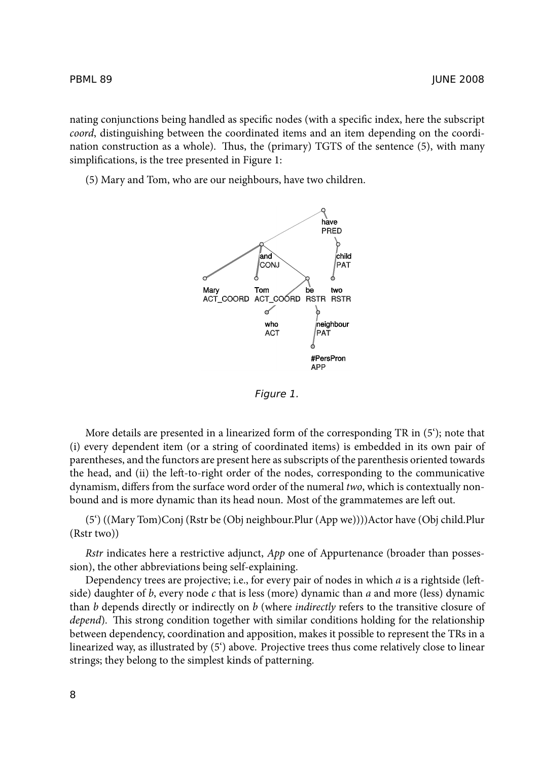nating conjunctions being handled as specific nodes (with a specific index, here the subscript *coord*, distinguishing between the coordinated items and an item depending on the coordination construction as a whole). Thus, the (primary) TGTS of the sentence (5), with many simplifications, is the tree presented in Figure 1:

(5) Mary and Tom, who are our neighbours, have two children.

*Figure 1.*

More details are presented in a linearized form of the corresponding TR in (5‘); note that (i) every dependent item (or a string of coordinated items) is embedded in its own pair of parentheses, and the functors are present here as subscripts of the parenthesis oriented towards the head, and (ii) the left-to-right order of the nodes, corresponding to the communicative dynamism, differs from the surface word order of the numeral *two*, which is contextually non-bound and is more dynamic than its head noun. Most of the grammatemes are left out.

(5‘) ((Mary Tom)Conj (Rstr be (Obj neighbour.Plur (App we))))Actor have (Obj child.Plur (Rstr two))

*Rstr* indicates here a restrictive adjunct, *App* one of Appurtenance (broader than possession), the other abbreviations being self-explaining.

Dependency trees are projective; i.e., for every pair of nodes in which *a* is a rightside (leftside) daughter of *b*, every node *c* that is less (more) dynamic than *a* and more (less) dynamic than *b* depends directly or indirectly on *b* (where *indirectly* refers to the transitive closure of *depend*). This strong condition together with similar conditions holding for the relationship between dependency, coordination and apposition, makes it possible to represent the TRs in a linearized way, as illustrated by (5‘) above. Projective trees thus come relatively close to linear strings; they belong to the simplest kinds of patterning.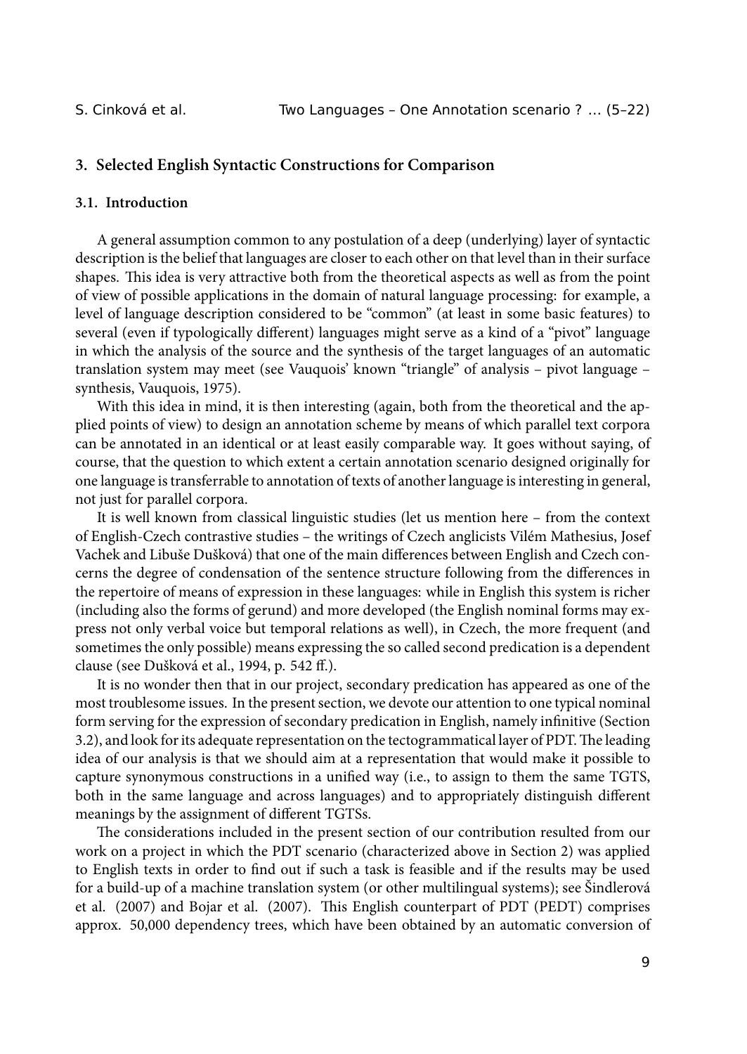## 3. Selected English Syntactic Constructions for Comparison

### 3.1. Introduction

A general assumption common to any postulation of a deep (underlying) layer of syntactic description is the belief that languages are closer to each other on that level than in their surface shapes. This idea is very attractive both from the theoretical aspects as well as from the point of view of possible applications in the domain of natural language processing: for example, a level of language description considered to be "common" (at least in some basic features) to several (even if typologically different) languages might serve as a kind of a "pivot" language in which the analysis of the source and the synthesis of the target languages of an automatic translation system may meet (see Vauquois' known "triangle" of analysis – pivot language – synthesis, Vauquois, 1975).

With this idea in mind, it is then interesting (again, both from the theoretical and the applied points of view) to design an annotation scheme by means of which parallel text corpora can be annotated in an identical or at least easily comparable way. It goes without saying, of course, that the question to which extent a certain annotation scenario designed originally for one language is transferrable to annotation of texts of another language is interesting in general, not just for parallel corpora.

It is well known from classical linguistic studies (let us mention here – from the context of English-Czech contrastive studies – the writings of Czech anglicists Vilém Mathesius, Josef Vachek and Libuše Dušková) that one of the main differences between English and Czech concerns the degree of condensation of the sentence structure following from the differences in the repertoire of means of expression in these languages: while in English this system is richer (including also the forms of gerund) and more developed (the English nominal forms may express not only verbal voice but temporal relations as well), in Czech, the more frequent (and sometimes the only possible) means expressing the so called second predication is a dependent clause (see Dušková et al., 1994, p. 542 ff.).

It is no wonder then that in our project, secondary predication has appeared as one of the most troublesome issues. In the present section, we devote our attention to one typical nominal form serving for the expression of secondary predication in English, namely infinitive (Section 3.2), and look for its adequate representation on the tectogrammatical layer of PDT. The leading idea of our analysis is that we should aim at a representation that would make it possible to capture synonymous constructions in a unified way (i.e., to assign to them the same TGTS, both in the same language and across languages) and to appropriately distinguish different meanings by the assignment of different TGTSs.

The considerations included in the present section of our contribution resulted from our work on a project in which the PDT scenario (characterized above in Section 2) was applied to English texts in order to find out if such a task is feasible and if the results may be used for a build-up of a machine translation system (or other multilingual systems); see Šindlerová et al. (2007) and Bojar et al. (2007). This English counterpart of PDT (PEDT) comprises approx. 50,000 dependency trees, which have been obtained by an automatic conversion of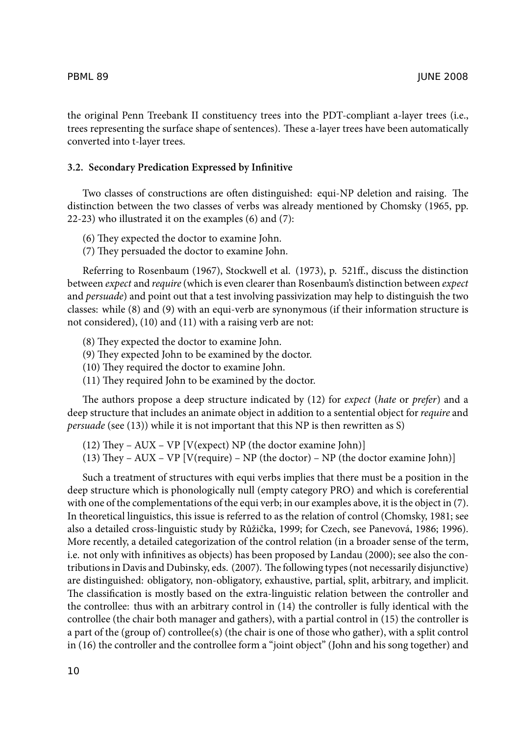the original Penn Treebank II constituency trees into the PDT-compliant a-layer trees (i.e., trees representing the surface shape of sentences). These a-layer trees have been automatically converted into t-layer trees.

### 3.2. Secondary Predication Expressed by Infinitive

Two classes of constructions are often distinguished: equi-NP deletion and raising. The distinction between the two classes of verbs was already mentioned by Chomsky (1965, pp. 22-23) who illustrated it on the examples (6) and (7):

(6) They expected the doctor to examine John.
(7) They persuaded the doctor to examine John.

Referring to Rosenbaum (1967), Stockwell et al. (1973), p. 521ff., discuss the distinction between *expect* and *require* (which is even clearer than Rosenbaum's distinction between *expect* and *persuade*) and point out that a test involving passivization may help to distinguish the two classes: while (8) and (9) with an equi-verb are synonymous (if their information structure is not considered), (10) and (11) with a raising verb are not:

(8) They expected the doctor to examine John.
(9) They expected John to be examined by the doctor.
(10) They required the doctor to examine John.
(11) They required John to be examined by the doctor.

The authors propose a deep structure indicated by (12) for *expect* (*hate* or *prefer*) and a deep structure that includes an animate object in addition to a sentential object for *require* and *persuade* (see (13)) while it is not important that this NP is then rewritten as S)

(12) They – AUX – VP [V(expect) NP (the doctor examine John)]
(13) They – AUX – VP [V(require) – NP (the doctor) – NP (the doctor examine John)]

Such a treatment of structures with equi verbs implies that there must be a position in the deep structure which is phonologically null (empty category PRO) and which is coreferential with one of the complementations of the equi verb; in our examples above, it is the object in (7). In theoretical linguistics, this issue is referred to as the relation of control (Chomsky, 1981; see also a detailed cross-linguistic study by Růžička, 1999; for Czech, see Panevová, 1986; 1996). More recently, a detailed categorization of the control relation (in a broader sense of the term, i.e. not only with infinitives as objects) has been proposed by Landau (2000); see also the contributions in Davis and Dubinsky, eds. (2007). The following types (not necessarily disjunctive) are distinguished: obligatory, non-obligatory, exhaustive, partial, split, arbitrary, and implicit. The classification is mostly based on the extra-linguistic relation between the controller and the controllee: thus with an arbitrary control in (14) the controller is fully identical with the controllee (the chair both manager and gathers), with a partial control in (15) the controller is a part of the (group of) controllee(s) (the chair is one of those who gather), with a split control in (16) the controller and the controllee form a "joint object" (John and his song together) and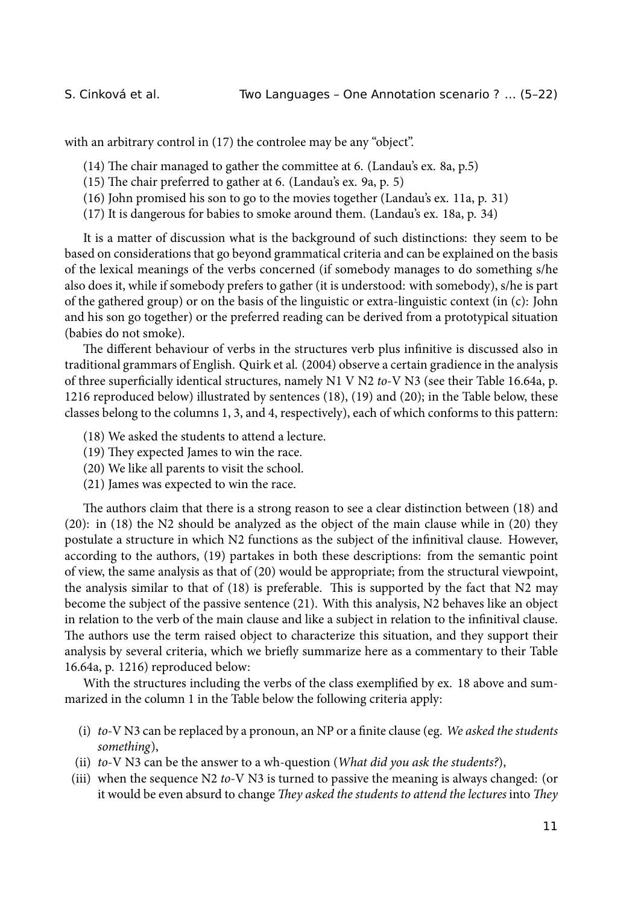with an arbitrary control in (17) the controlee may be any "object".

(14) The chair managed to gather the committee at 6. (Landau's ex. 8a, p.5)
(15) The chair preferred to gather at 6. (Landau's ex. 9a, p. 5)
(16) John promised his son to go to the movies together (Landau's ex. 11a, p. 31)
(17) It is dangerous for babies to smoke around them. (Landau's ex. 18a, p. 34)

It is a matter of discussion what is the background of such distinctions: they seem to be based on considerations that go beyond grammatical criteria and can be explained on the basis of the lexical meanings of the verbs concerned (if somebody manages to do something s/he also does it, while if somebody prefers to gather (it is understood: with somebody), s/he is part of the gathered group) or on the basis of the linguistic or extra-linguistic context (in (c): John and his son go together) or the preferred reading can be derived from a prototypical situation (babies do not smoke).

The different behaviour of verbs in the structures verb plus infinitive is discussed also in traditional grammars of English. Quirk et al. (2004) observe a certain gradience in the analysis of three superficially identical structures, namely N1 V N2 *to*-V N3 (see their Table 16.64a, p. 1216 reproduced below) illustrated by sentences (18), (19) and (20); in the Table below, these classes belong to the columns 1, 3, and 4, respectively), each of which conforms to this pattern:

(18) We asked the students to attend a lecture.
(19) They expected James to win the race.
(20) We like all parents to visit the school.
(21) James was expected to win the race.

The authors claim that there is a strong reason to see a clear distinction between (18) and (20): in (18) the N2 should be analyzed as the object of the main clause while in (20) they postulate a structure in which N2 functions as the subject of the infinitival clause. However, according to the authors, (19) partakes in both these descriptions: from the semantic point of view, the same analysis as that of (20) would be appropriate; from the structural viewpoint, the analysis similar to that of (18) is preferable. This is supported by the fact that N2 may become the subject of the passive sentence (21). With this analysis, N2 behaves like an object in relation to the verb of the main clause and like a subject in relation to the infinitival clause. The authors use the term raised object to characterize this situation, and they support their analysis by several criteria, which we briefly summarize here as a commentary to their Table 16.64a, p. 1216) reproduced below:

With the structures including the verbs of the class exemplified by ex. 18 above and summarized in the column 1 in the Table below the following criteria apply:

(i) *to*-V N3 can be replaced by a pronoun, an NP or a finite clause (eg. *We asked the students something*),
(ii) *to*-V N3 can be the answer to a wh-question (*What did you ask the students?*),
(iii) when the sequence N2 *to*-V N3 is turned to passive the meaning is always changed: (or it would be even absurd to change *They asked the students to attend the lectures* into *They*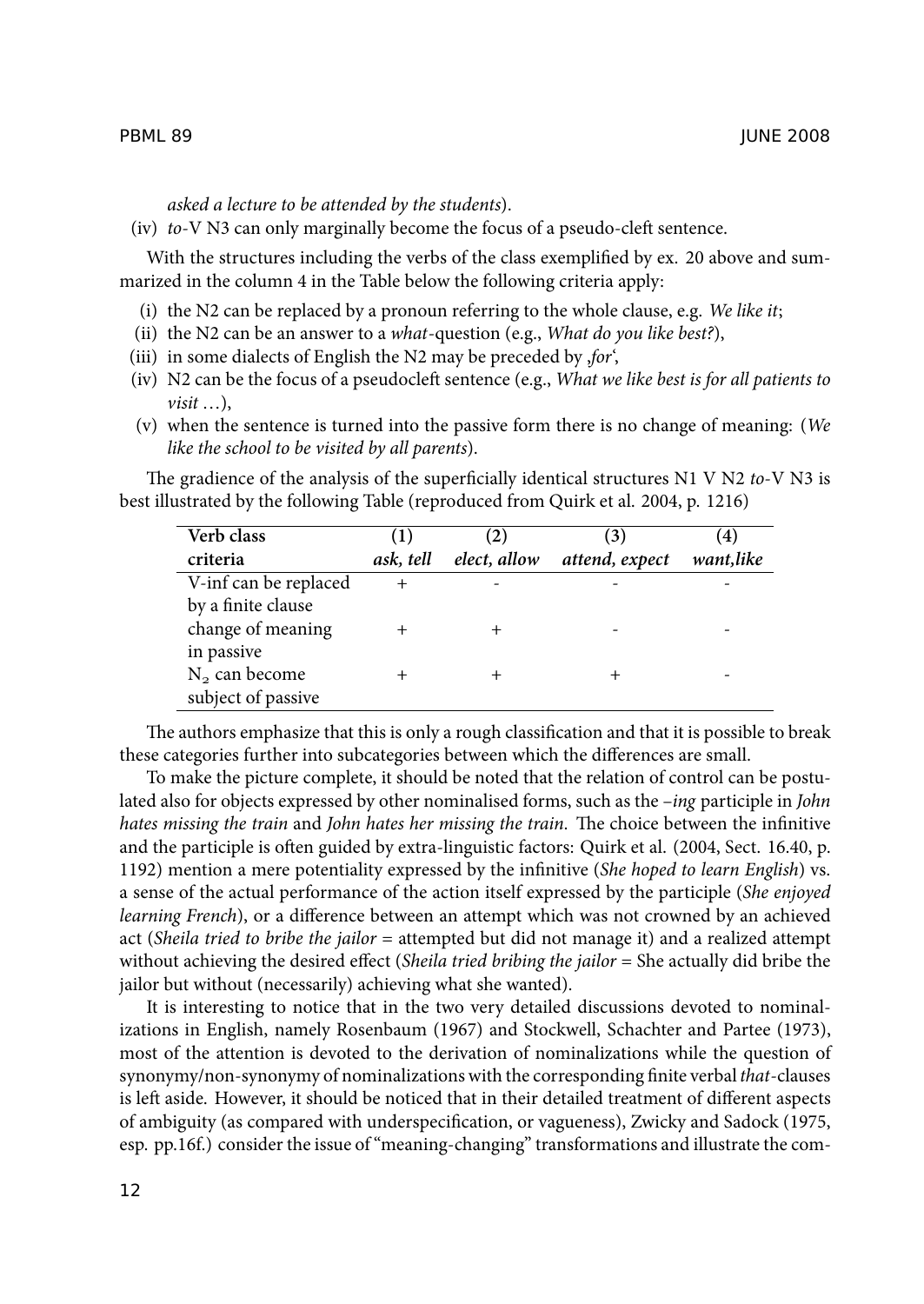*asked a lecture to be attended by the students*).

(iv) *to*-V N3 can only marginally become the focus of a pseudo-cleft sentence.

With the structures including the verbs of the class exemplified by ex. 20 above and summarized in the column 4 in the Table below the following criteria apply:

(i) the N2 can be replaced by a pronoun referring to the whole clause, e.g. *We like it*;

(ii) the N2 can be an answer to a *what*-question (e.g., *What do you like best?*),

(iii) in some dialects of English the N2 may be preceded by ‚*for*',

(iv) N2 can be the focus of a pseudocleft sentence (e.g., *What we like best is for all patients to visit* …),

(v) when the sentence is turned into the passive form there is no change of meaning: (*We like the school to be visited by all parents*).

The gradience of the analysis of the superficially identical structures N1 V N2 *to*-V N3 is best illustrated by the following Table (reproduced from Quirk et al. 2004, p. 1216)

| Verb class<br>criteria | (1)<br>*ask, tell* | (2)<br>*elect, allow* | (3)<br>*attend, expect* | (4)<br>*want,like* |
|---|---|---|---|---|
| V-inf can be replaced by a finite clause | + | - | - | - |
| change of meaning in passive | + | + | - | - |
| $N_2$ can become subject of passive | + | + | + | - |

The authors emphasize that this is only a rough classification and that it is possible to break these categories further into subcategories between which the differences are small.

To make the picture complete, it should be noted that the relation of control can be postulated also for objects expressed by other nominalised forms, such as the *–ing* participle in *John hates missing the train* and *John hates her missing the train*. The choice between the infinitive and the participle is often guided by extra-linguistic factors: Quirk et al. (2004, Sect. 16.40, p. 1192) mention a mere potentiality expressed by the infinitive (*She hoped to learn English*) vs. a sense of the actual performance of the action itself expressed by the participle (*She enjoyed learning French*), or a difference between an attempt which was not crowned by an achieved act (*Sheila tried to bribe the jailor* = attempted but did not manage it) and a realized attempt without achieving the desired effect (*Sheila tried bribing the jailor* = She actually did bribe the jailor but without (necessarily) achieving what she wanted).

It is interesting to notice that in the two very detailed discussions devoted to nominalizations in English, namely Rosenbaum (1967) and Stockwell, Schachter and Partee (1973), most of the attention is devoted to the derivation of nominalizations while the question of synonymy/non-synonymy of nominalizations with the corresponding finite verbal *that*-clauses is left aside. However, it should be noticed that in their detailed treatment of different aspects of ambiguity (as compared with underspecification, or vagueness), Zwicky and Sadock (1975, esp. pp.16f.) consider the issue of "meaning-changing" transformations and illustrate the com-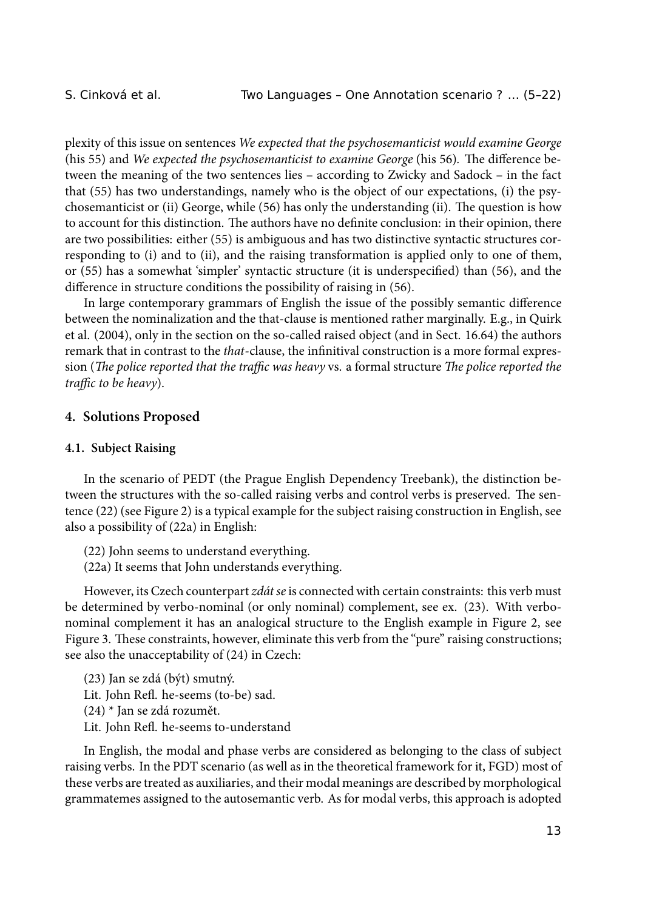plexity of this issue on sentences *We expected that the psychosemanticist would examine George* (his 55) and *We expected the psychosemanticist to examine George* (his 56). The difference between the meaning of the two sentences lies – according to Zwicky and Sadock – in the fact that (55) has two understandings, namely who is the object of our expectations, (i) the psychosemanticist or (ii) George, while (56) has only the understanding (ii). The question is how to account for this distinction. The authors have no definite conclusion: in their opinion, there are two possibilities: either (55) is ambiguous and has two distinctive syntactic structures corresponding to (i) and to (ii), and the raising transformation is applied only to one of them, or (55) has a somewhat 'simpler' syntactic structure (it is underspecified) than (56), and the difference in structure conditions the possibility of raising in (56).

In large contemporary grammars of English the issue of the possibly semantic difference between the nominalization and the that-clause is mentioned rather marginally. E.g., in Quirk et al. (2004), only in the section on the so-called raised object (and in Sect. 16.64) the authors remark that in contrast to the *that*-clause, the infinitival construction is a more formal expression (*The police reported that the traffic was heavy* vs. a formal structure *The police reported the traffic to be heavy*).

## 4. Solutions Proposed

### 4.1. Subject Raising

In the scenario of PEDT (the Prague English Dependency Treebank), the distinction between the structures with the so-called raising verbs and control verbs is preserved. The sentence (22) (see Figure 2) is a typical example for the subject raising construction in English, see also a possibility of (22a) in English:

(22) John seems to understand everything.
(22a) It seems that John understands everything.

However, its Czech counterpart *zdát se* is connected with certain constraints: this verb must be determined by verbo-nominal (or only nominal) complement, see ex. (23). With verbo-nominal complement it has an analogical structure to the English example in Figure 2, see Figure 3. These constraints, however, eliminate this verb from the "pure" raising constructions; see also the unacceptability of (24) in Czech:

(23) Jan se zdá (být) smutný.
Lit. John Refl. he-seems (to-be) sad.
(24) * Jan se zdá rozumět.
Lit. John Refl. he-seems to-understand

In English, the modal and phase verbs are considered as belonging to the class of subject raising verbs. In the PDT scenario (as well as in the theoretical framework for it, FGD) most of these verbs are treated as auxiliaries, and their modal meanings are described by morphological grammatemes assigned to the autosemantic verb. As for modal verbs, this approach is adopted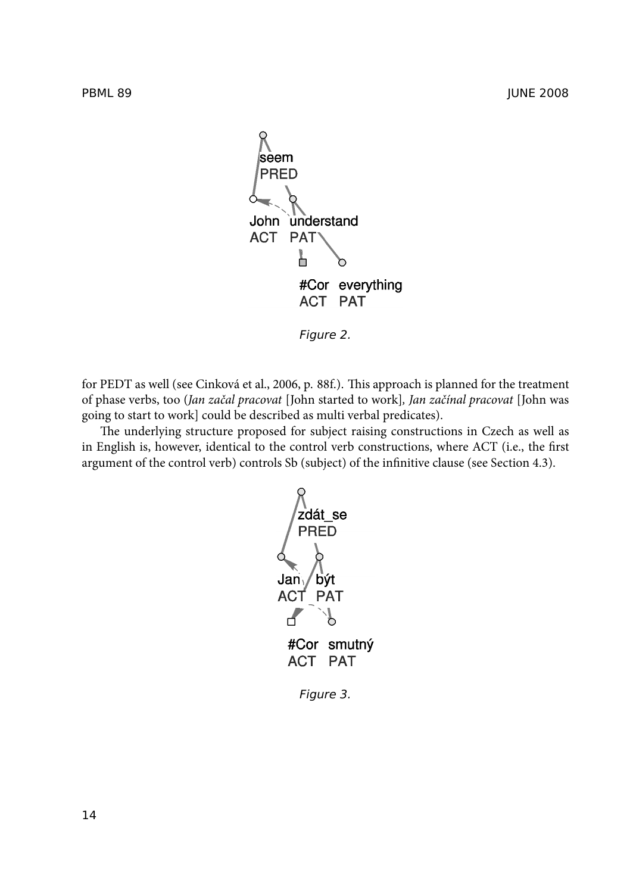seem
PRED

John understand
ACT PAT

#Cor everything
ACT PAT

*Figure 2.*

for PEDT as well (see Cinková et al., 2006, p. 88f.). This approach is planned for the treatment of phase verbs, too (*Jan začal pracovat* [John started to work], *Jan začínal pracovat* [John was going to start to work] could be described as multi verbal predicates).

The underlying structure proposed for subject raising constructions in Czech as well as in English is, however, identical to the control verb constructions, where ACT (i.e., the first argument of the control verb) controls Sb (subject) of the infinitive clause (see Section 4.3).

zdát_se
PRED

Jan být
ACT PAT

#Cor smutný
ACT PAT

*Figure 3.*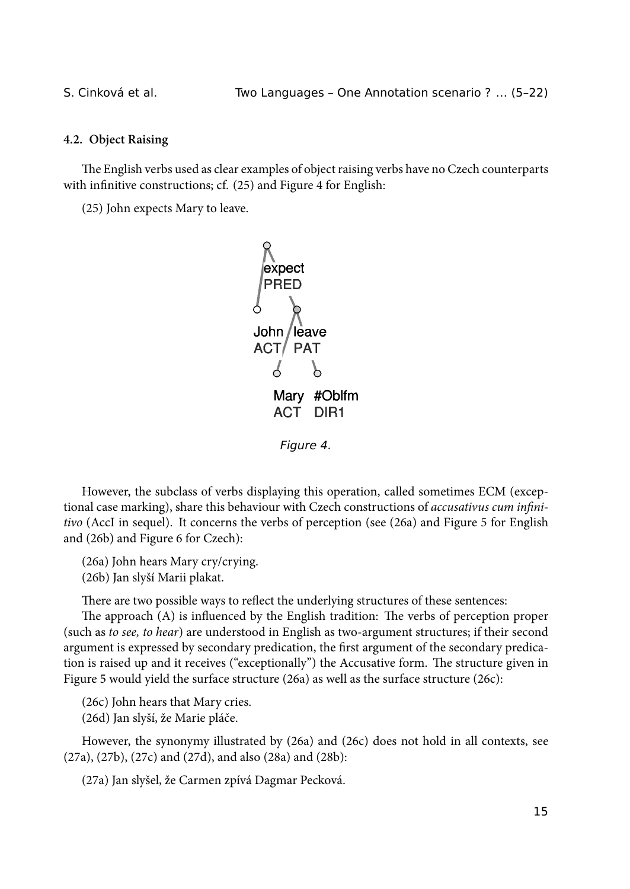### 4.2. Object Raising

The English verbs used as clear examples of object raising verbs have no Czech counterparts with infinitive constructions; cf. (25) and Figure 4 for English:

(25) John expects Mary to leave.

```
expect
PRED
├── John
│   ACT
└── leave
    PAT
    ├── Mary
    │   ACT
    └── #Oblfm
        DIR1
```

*Figure 4.*

However, the subclass of verbs displaying this operation, called sometimes ECM (exceptional case marking), share this behaviour with Czech constructions of *accusativus cum infinitivo* (AccI in sequel). It concerns the verbs of perception (see (26a) and Figure 5 for English and (26b) and Figure 6 for Czech):

(26a) John hears Mary cry/crying.
(26b) Jan slyší Marii plakat.

There are two possible ways to reflect the underlying structures of these sentences:

The approach (A) is influenced by the English tradition: The verbs of perception proper (such as *to see, to hear*) are understood in English as two-argument structures; if their second argument is expressed by secondary predication, the first argument of the secondary predication is raised up and it receives ("exceptionally") the Accusative form. The structure given in Figure 5 would yield the surface structure (26a) as well as the surface structure (26c):

(26c) John hears that Mary cries.
(26d) Jan slyší, že Marie pláče.

However, the synonymy illustrated by (26a) and (26c) does not hold in all contexts, see (27a), (27b), (27c) and (27d), and also (28a) and (28b):

(27a) Jan slyšel, že Carmen zpívá Dagmar Pecková.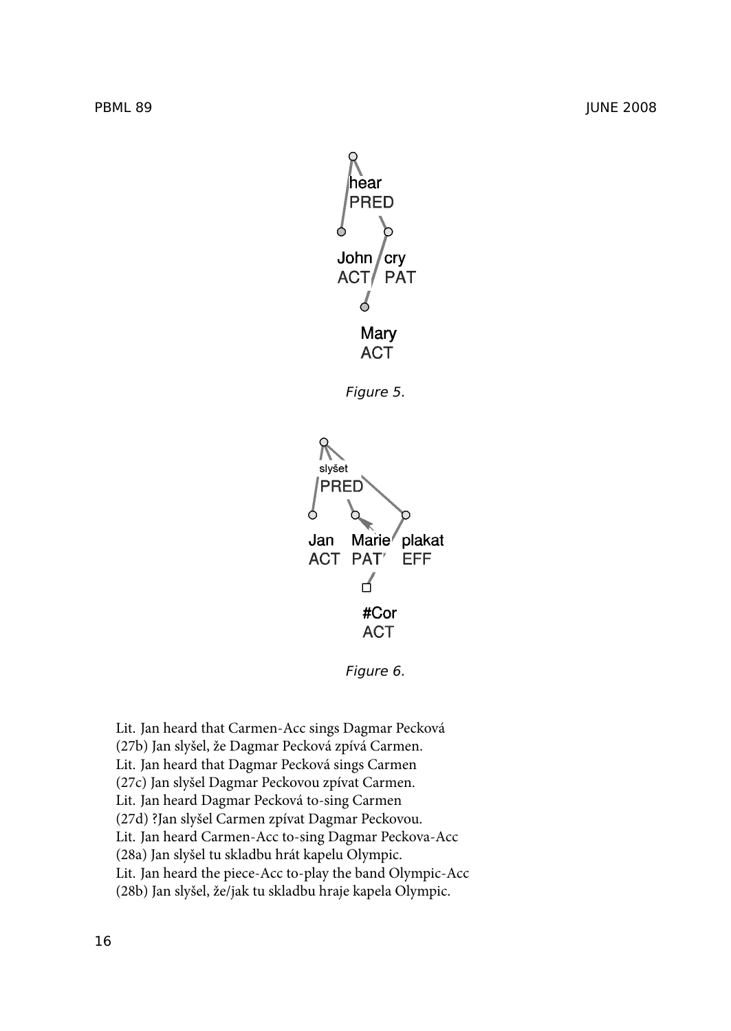Figure 5.

Figure 6.

Lit. Jan heard that Carmen-Acc sings Dagmar Pecková

(27b) Jan slyšel, že Dagmar Pecková zpívá Carmen.

Lit. Jan heard that Dagmar Pecková sings Carmen

(27c) Jan slyšel Dagmar Peckovou zpívat Carmen.

Lit. Jan heard Dagmar Pecková to-sing Carmen

(27d) ?Jan slyšel Carmen zpívat Dagmar Peckovou.

Lit. Jan heard Carmen-Acc to-sing Dagmar Peckova-Acc

(28a) Jan slyšel tu skladbu hrát kapelu Olympic.

Lit. Jan heard the piece-Acc to-play the band Olympic-Acc

(28b) Jan slyšel, že/jak tu skladbu hraje kapela Olympic.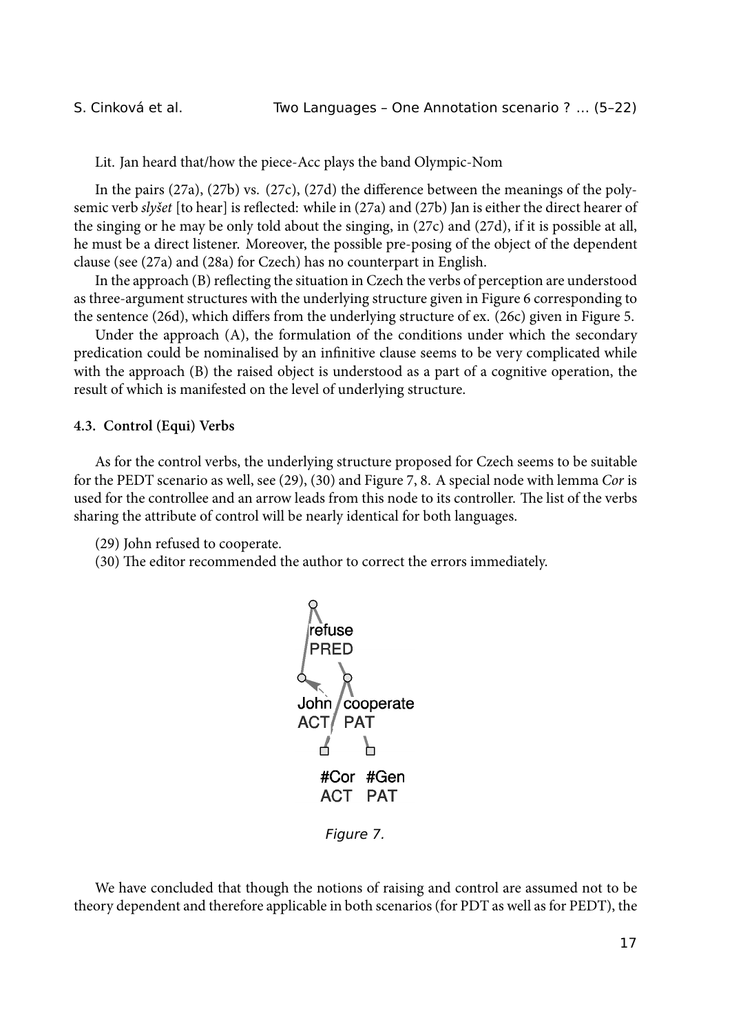Lit. Jan heard that/how the piece-Acc plays the band Olympic-Nom

In the pairs (27a), (27b) vs. (27c), (27d) the difference between the meanings of the polysemic verb *slyšet* [to hear] is reflected: while in (27a) and (27b) Jan is either the direct hearer of the singing or he may be only told about the singing, in (27c) and (27d), if it is possible at all, he must be a direct listener. Moreover, the possible pre-posing of the object of the dependent clause (see (27a) and (28a) for Czech) has no counterpart in English.

In the approach (B) reflecting the situation in Czech the verbs of perception are understood as three-argument structures with the underlying structure given in Figure 6 corresponding to the sentence (26d), which differs from the underlying structure of ex. (26c) given in Figure 5.

Under the approach (A), the formulation of the conditions under which the secondary predication could be nominalised by an infinitive clause seems to be very complicated while with the approach (B) the raised object is understood as a part of a cognitive operation, the result of which is manifested on the level of underlying structure.

### 4.3. Control (Equi) Verbs

As for the control verbs, the underlying structure proposed for Czech seems to be suitable for the PEDT scenario as well, see (29), (30) and Figure 7, 8. A special node with lemma *Cor* is used for the controllee and an arrow leads from this node to its controller. The list of the verbs sharing the attribute of control will be nearly identical for both languages.

(29) John refused to cooperate.

(30) The editor recommended the author to correct the errors immediately.

refuse PRED — John ACT — cooperate PAT — #Cor ACT — #Gen PAT

*Figure 7.*

We have concluded that though the notions of raising and control are assumed not to be theory dependent and therefore applicable in both scenarios (for PDT as well as for PEDT), the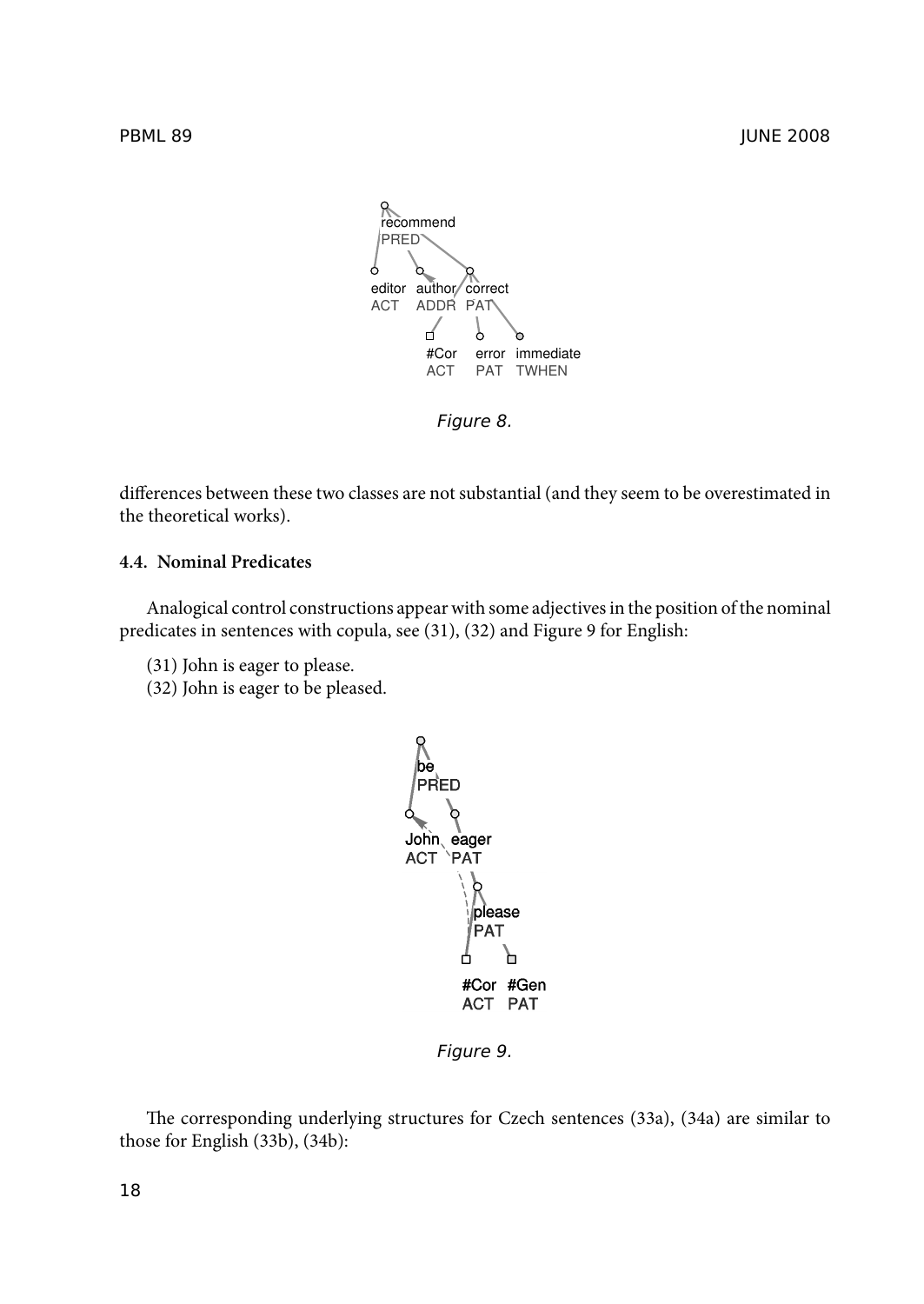*Figure 8.*

differences between these two classes are not substantial (and they seem to be overestimated in the theoretical works).

### 4.4. Nominal Predicates

Analogical control constructions appear with some adjectives in the position of the nominal predicates in sentences with copula, see (31), (32) and Figure 9 for English:

(31) John is eager to please.
(32) John is eager to be pleased.

*Figure 9.*

The corresponding underlying structures for Czech sentences (33a), (34a) are similar to those for English (33b), (34b):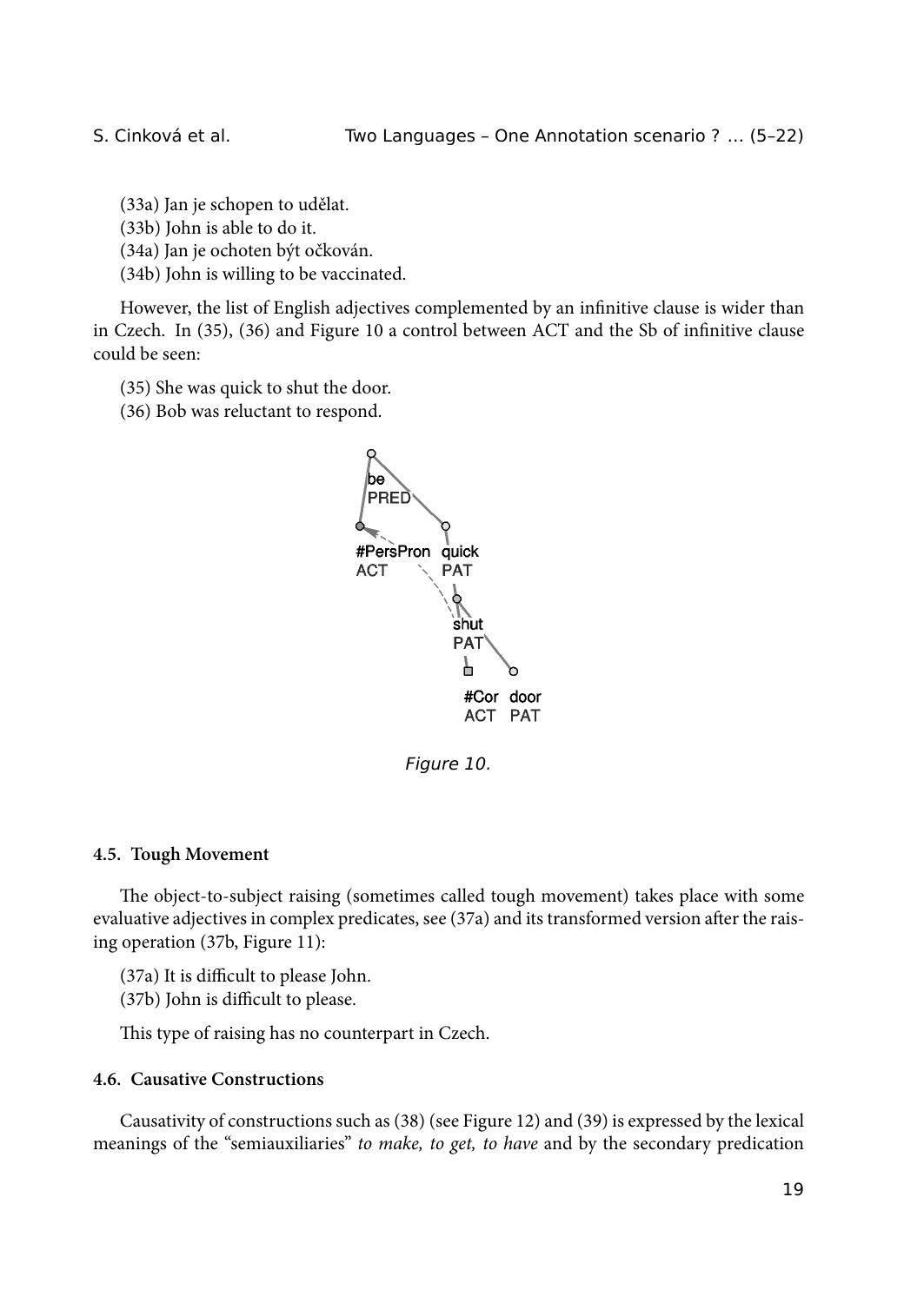(33a) Jan je schopen to udělat.
(33b) John is able to do it.
(34a) Jan je ochoten být očkován.
(34b) John is willing to be vaccinated.

However, the list of English adjectives complemented by an infinitive clause is wider than in Czech. In (35), (36) and Figure 10 a control between ACT and the Sb of infinitive clause could be seen:

(35) She was quick to shut the door.
(36) Bob was reluctant to respond.

be
PRED

#PersPron ACT
quick PAT

shut
PAT

#Cor ACT
door PAT

*Figure 10.*

#### 4.5. Tough Movement

The object-to-subject raising (sometimes called tough movement) takes place with some evaluative adjectives in complex predicates, see (37a) and its transformed version after the raising operation (37b, Figure 11):

(37a) It is difficult to please John.
(37b) John is difficult to please.

This type of raising has no counterpart in Czech.

#### 4.6. Causative Constructions

Causativity of constructions such as (38) (see Figure 12) and (39) is expressed by the lexical meanings of the "semiauxiliaries" *to make, to get, to have* and by the secondary predication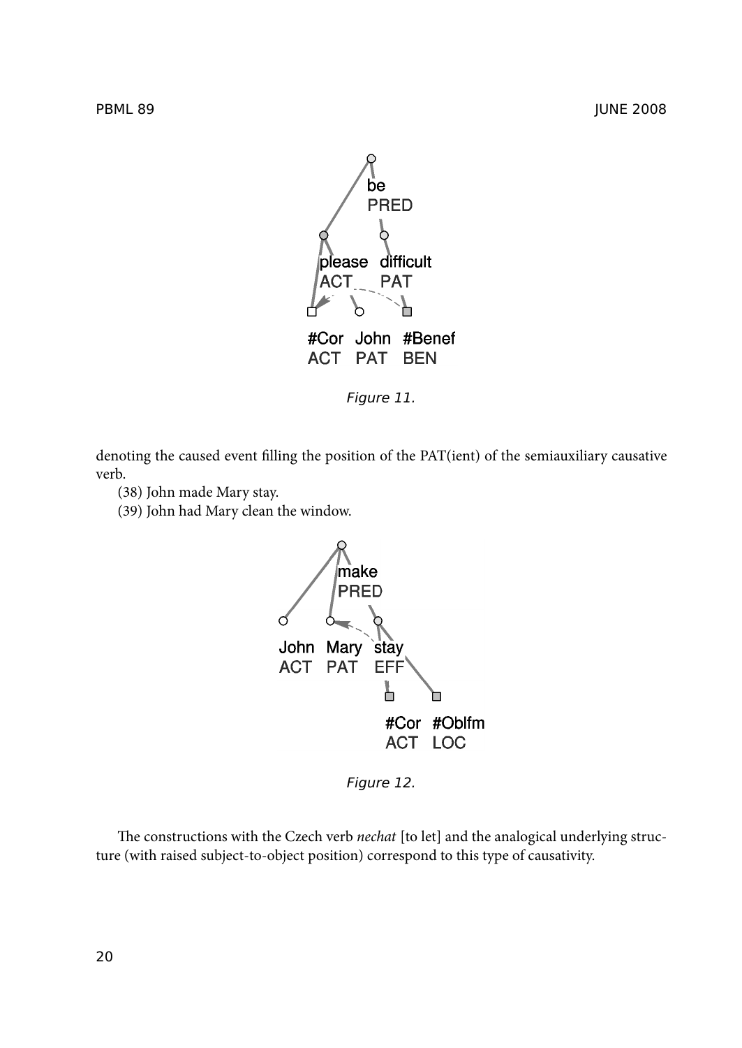Figure 11.

denoting the caused event filling the position of the PAT(ient) of the semiauxiliary causative verb.

(38) John made Mary stay.

(39) John had Mary clean the window.

Figure 12.

The constructions with the Czech verb *nechat* [to let] and the analogical underlying structure (with raised subject-to-object position) correspond to this type of causativity.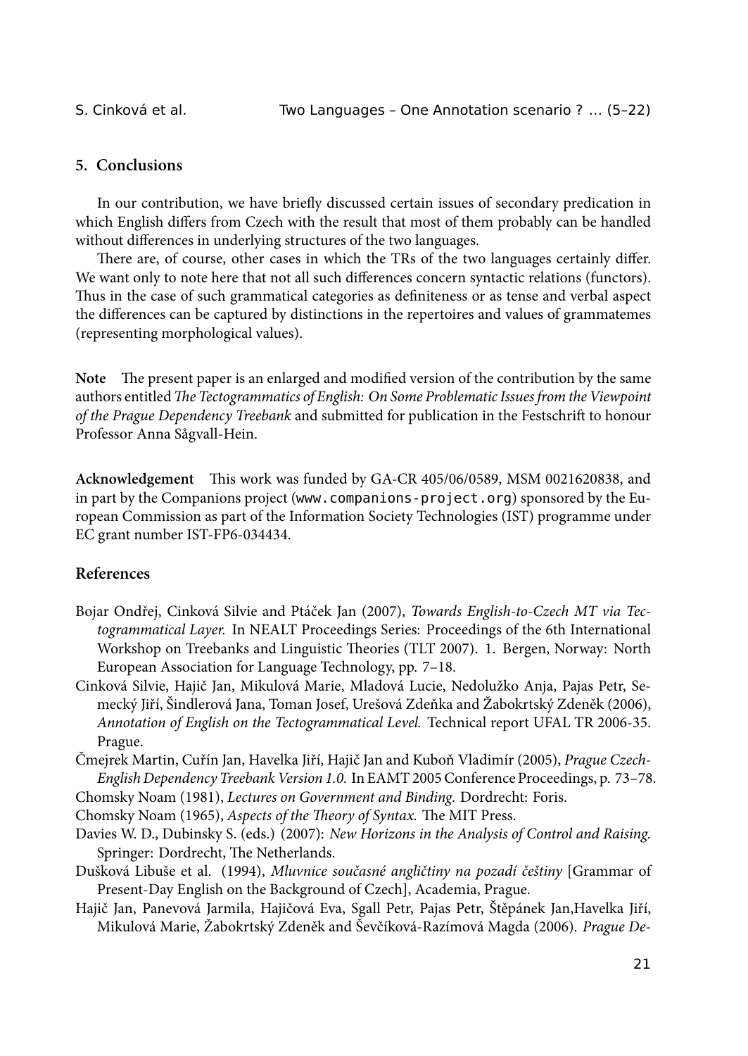## 5. Conclusions

In our contribution, we have briefly discussed certain issues of secondary predication in which English differs from Czech with the result that most of them probably can be handled without differences in underlying structures of the two languages.

There are, of course, other cases in which the TRs of the two languages certainly differ. We want only to note here that not all such differences concern syntactic relations (functors). Thus in the case of such grammatical categories as definiteness or as tense and verbal aspect the differences can be captured by distinctions in the repertoires and values of grammatemes (representing morphological values).

**Note** The present paper is an enlarged and modified version of the contribution by the same authors entitled *The Tectogrammatics of English: On Some Problematic Issues from the Viewpoint of the Prague Dependency Treebank* and submitted for publication in the Festschrift to honour Professor Anna Sågvall-Hein.

**Acknowledgement** This work was funded by GA-CR 405/06/0589, MSM 0021620838, and in part by the Companions project (`www.companions-project.org`) sponsored by the European Commission as part of the Information Society Technologies (IST) programme under EC grant number IST-FP6-034434.

## References

Bojar Ondřej, Cinková Silvie and Ptáček Jan (2007), *Towards English-to-Czech MT via Tectogrammatical Layer.* In NEALT Proceedings Series: Proceedings of the 6th International Workshop on Treebanks and Linguistic Theories (TLT 2007). 1. Bergen, Norway: North European Association for Language Technology, pp. 7–18.

Cinková Silvie, Hajič Jan, Mikulová Marie, Mladová Lucie, Nedolužko Anja, Pajas Petr, Semecký Jiří, Šindlerová Jana, Toman Josef, Urešová Zdeňka and Žabokrtský Zdeněk (2006), *Annotation of English on the Tectogrammatical Level.* Technical report UFAL TR 2006-35. Prague.

Čmejrek Martin, Cuřín Jan, Havelka Jiří, Hajič Jan and Kuboň Vladimír (2005), *Prague Czech-English Dependency Treebank Version 1.0.* In EAMT 2005 Conference Proceedings, p. 73–78.

Chomsky Noam (1981), *Lectures on Government and Binding.* Dordrecht: Foris.

Chomsky Noam (1965), *Aspects of the Theory of Syntax.* The MIT Press.

Davies W. D., Dubinsky S. (eds.) (2007): *New Horizons in the Analysis of Control and Raising.* Springer: Dordrecht, The Netherlands.

Dušková Libuše et al. (1994), *Mluvnice současné angličtiny na pozadí češtiny* [Grammar of Present-Day English on the Background of Czech], Academia, Prague.

Hajič Jan, Panevová Jarmila, Hajičová Eva, Sgall Petr, Pajas Petr, Štěpánek Jan,Havelka Jiří, Mikulová Marie, Žabokrtský Zdeněk and Ševčíková-Razímová Magda (2006). *Prague De-*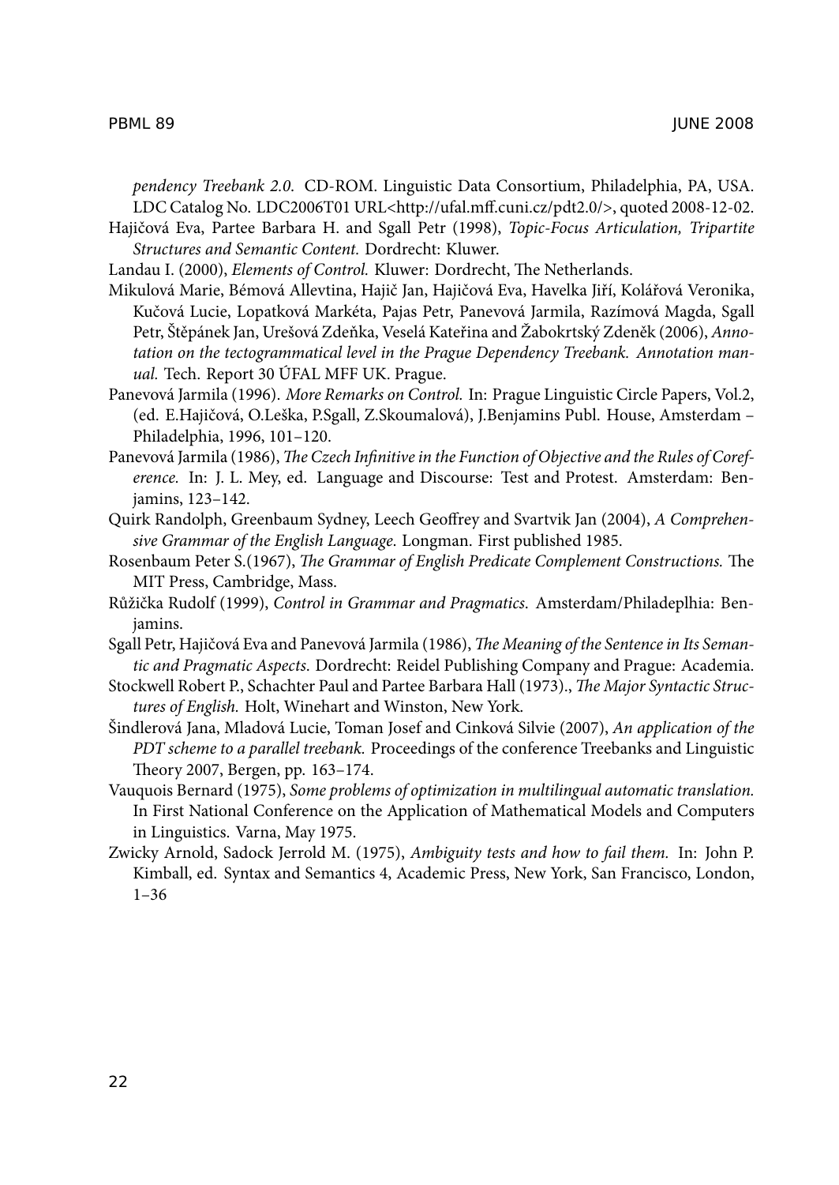*pendency Treebank 2.0.* CD-ROM. Linguistic Data Consortium, Philadelphia, PA, USA. LDC Catalog No. LDC2006T01 URL<http://ufal.mff.cuni.cz/pdt2.0/>, quoted 2008-12-02.

Hajičová Eva, Partee Barbara H. and Sgall Petr (1998), *Topic-Focus Articulation, Tripartite Structures and Semantic Content.* Dordrecht: Kluwer.

Landau I. (2000), *Elements of Control.* Kluwer: Dordrecht, The Netherlands.

Mikulová Marie, Bémová Allevtina, Hajič Jan, Hajičová Eva, Havelka Jiří, Kolářová Veronika, Kučová Lucie, Lopatková Markéta, Pajas Petr, Panevová Jarmila, Razímová Magda, Sgall Petr, Štěpánek Jan, Urešová Zdeňka, Veselá Kateřina and Žabokrtský Zdeněk (2006), *Annotation on the tectogrammatical level in the Prague Dependency Treebank. Annotation manual.* Tech. Report 30 ÚFAL MFF UK. Prague.

Panevová Jarmila (1996). *More Remarks on Control.* In: Prague Linguistic Circle Papers, Vol.2, (ed. E.Hajičová, O.Leška, P.Sgall, Z.Skoumalová), J.Benjamins Publ. House, Amsterdam – Philadelphia, 1996, 101–120.

Panevová Jarmila (1986), *The Czech Infinitive in the Function of Objective and the Rules of Coreference.* In: J. L. Mey, ed. Language and Discourse: Test and Protest. Amsterdam: Benjamins, 123–142.

Quirk Randolph, Greenbaum Sydney, Leech Geoffrey and Svartvik Jan (2004), *A Comprehensive Grammar of the English Language.* Longman. First published 1985.

Rosenbaum Peter S.(1967), *The Grammar of English Predicate Complement Constructions.* The MIT Press, Cambridge, Mass.

Růžička Rudolf (1999), *Control in Grammar and Pragmatics.* Amsterdam/Philadeplhia: Benjamins.

Sgall Petr, Hajičová Eva and Panevová Jarmila (1986), *The Meaning of the Sentence in Its Semantic and Pragmatic Aspects.* Dordrecht: Reidel Publishing Company and Prague: Academia.

Stockwell Robert P., Schachter Paul and Partee Barbara Hall (1973)., *The Major Syntactic Structures of English.* Holt, Winehart and Winston, New York.

Šindlerová Jana, Mladová Lucie, Toman Josef and Cinková Silvie (2007), *An application of the PDT scheme to a parallel treebank.* Proceedings of the conference Treebanks and Linguistic Theory 2007, Bergen, pp. 163–174.

Vauquois Bernard (1975), *Some problems of optimization in multilingual automatic translation.* In First National Conference on the Application of Mathematical Models and Computers in Linguistics. Varna, May 1975.

Zwicky Arnold, Sadock Jerrold M. (1975), *Ambiguity tests and how to fail them.* In: John P. Kimball, ed. Syntax and Semantics 4, Academic Press, New York, San Francisco, London, 1–36